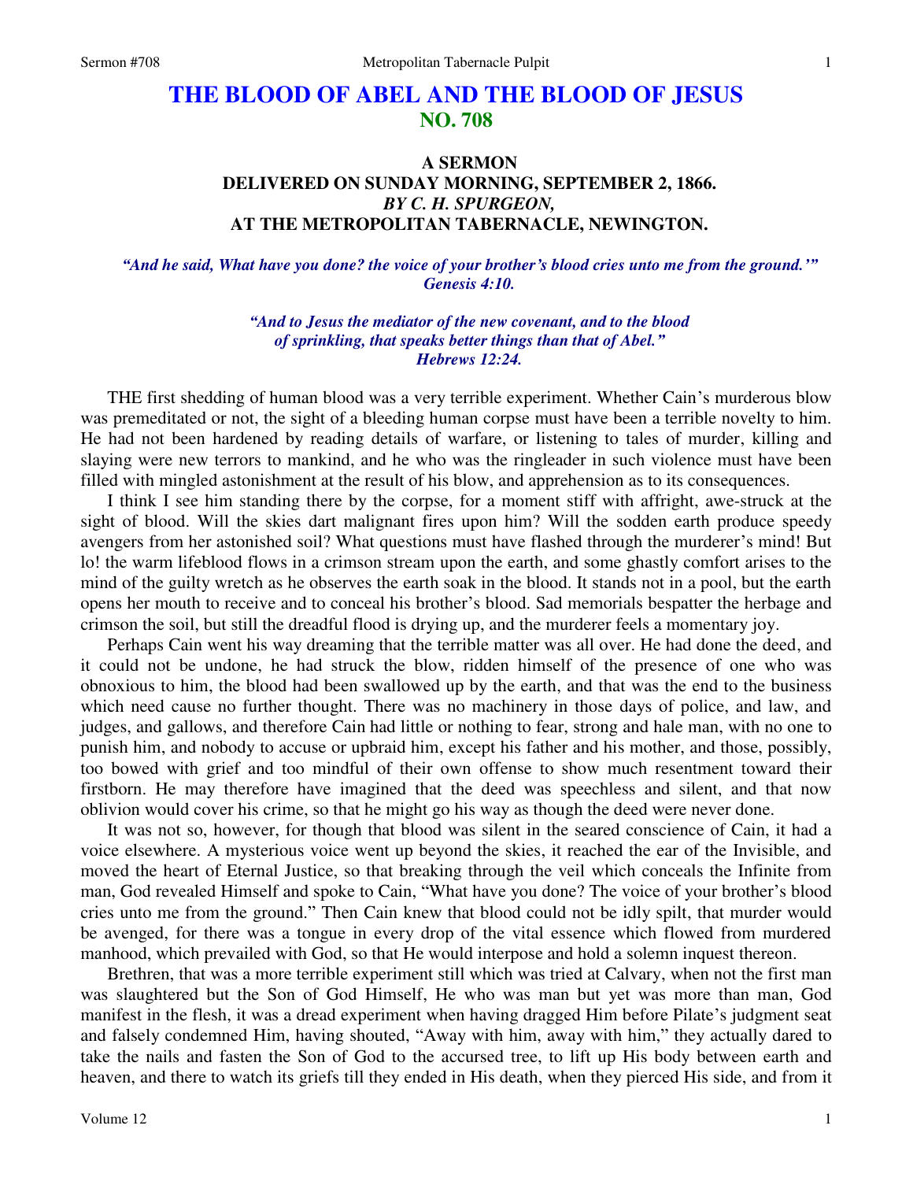# THE BLOOD OF ABEL AND THE BLOOD OF JESUS
## NO. 708

### A SERMON
### DELIVERED ON SUNDAY MORNING, SEPTEMBER 2, 1866.
### *BY C. H. SPURGEON,*
### AT THE METROPOLITAN TABERNACLE, NEWINGTON.

*"And he said, What have you done? the voice of your brother's blood cries unto me from the ground.'" Genesis 4:10.*

*"And to Jesus the mediator of the new covenant, and to the blood of sprinkling, that speaks better things than that of Abel." Hebrews 12:24.*

THE first shedding of human blood was a very terrible experiment. Whether Cain's murderous blow was premeditated or not, the sight of a bleeding human corpse must have been a terrible novelty to him. He had not been hardened by reading details of warfare, or listening to tales of murder, killing and slaying were new terrors to mankind, and he who was the ringleader in such violence must have been filled with mingled astonishment at the result of his blow, and apprehension as to its consequences.

I think I see him standing there by the corpse, for a moment stiff with affright, awe-struck at the sight of blood. Will the skies dart malignant fires upon him? Will the sodden earth produce speedy avengers from her astonished soil? What questions must have flashed through the murderer's mind! But lo! the warm lifeblood flows in a crimson stream upon the earth, and some ghastly comfort arises to the mind of the guilty wretch as he observes the earth soak in the blood. It stands not in a pool, but the earth opens her mouth to receive and to conceal his brother's blood. Sad memorials bespatter the herbage and crimson the soil, but still the dreadful flood is drying up, and the murderer feels a momentary joy.

Perhaps Cain went his way dreaming that the terrible matter was all over. He had done the deed, and it could not be undone, he had struck the blow, ridden himself of the presence of one who was obnoxious to him, the blood had been swallowed up by the earth, and that was the end to the business which need cause no further thought. There was no machinery in those days of police, and law, and judges, and gallows, and therefore Cain had little or nothing to fear, strong and hale man, with no one to punish him, and nobody to accuse or upbraid him, except his father and his mother, and those, possibly, too bowed with grief and too mindful of their own offense to show much resentment toward their firstborn. He may therefore have imagined that the deed was speechless and silent, and that now oblivion would cover his crime, so that he might go his way as though the deed were never done.

It was not so, however, for though that blood was silent in the seared conscience of Cain, it had a voice elsewhere. A mysterious voice went up beyond the skies, it reached the ear of the Invisible, and moved the heart of Eternal Justice, so that breaking through the veil which conceals the Infinite from man, God revealed Himself and spoke to Cain, "What have you done? The voice of your brother's blood cries unto me from the ground." Then Cain knew that blood could not be idly spilt, that murder would be avenged, for there was a tongue in every drop of the vital essence which flowed from murdered manhood, which prevailed with God, so that He would interpose and hold a solemn inquest thereon.

Brethren, that was a more terrible experiment still which was tried at Calvary, when not the first man was slaughtered but the Son of God Himself, He who was man but yet was more than man, God manifest in the flesh, it was a dread experiment when having dragged Him before Pilate's judgment seat and falsely condemned Him, having shouted, "Away with him, away with him," they actually dared to take the nails and fasten the Son of God to the accursed tree, to lift up His body between earth and heaven, and there to watch its griefs till they ended in His death, when they pierced His side, and from it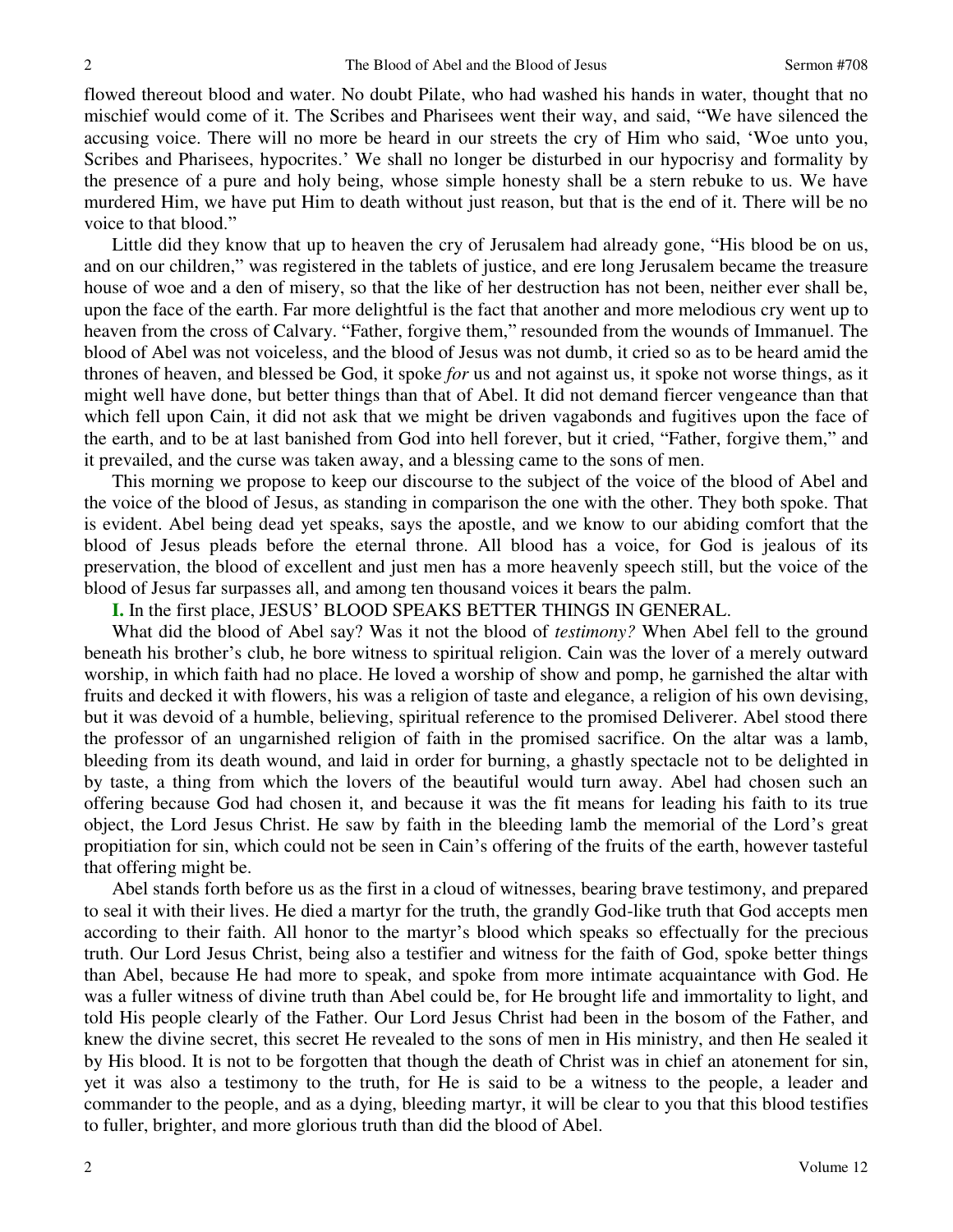flowed thereout blood and water. No doubt Pilate, who had washed his hands in water, thought that no mischief would come of it. The Scribes and Pharisees went their way, and said, "We have silenced the accusing voice. There will no more be heard in our streets the cry of Him who said, 'Woe unto you, Scribes and Pharisees, hypocrites.' We shall no longer be disturbed in our hypocrisy and formality by the presence of a pure and holy being, whose simple honesty shall be a stern rebuke to us. We have murdered Him, we have put Him to death without just reason, but that is the end of it. There will be no voice to that blood."

Little did they know that up to heaven the cry of Jerusalem had already gone, "His blood be on us, and on our children," was registered in the tablets of justice, and ere long Jerusalem became the treasure house of woe and a den of misery, so that the like of her destruction has not been, neither ever shall be, upon the face of the earth. Far more delightful is the fact that another and more melodious cry went up to heaven from the cross of Calvary. "Father, forgive them," resounded from the wounds of Immanuel. The blood of Abel was not voiceless, and the blood of Jesus was not dumb, it cried so as to be heard amid the thrones of heaven, and blessed be God, it spoke *for* us and not against us, it spoke not worse things, as it might well have done, but better things than that of Abel. It did not demand fiercer vengeance than that which fell upon Cain, it did not ask that we might be driven vagabonds and fugitives upon the face of the earth, and to be at last banished from God into hell forever, but it cried, "Father, forgive them," and it prevailed, and the curse was taken away, and a blessing came to the sons of men.

This morning we propose to keep our discourse to the subject of the voice of the blood of Abel and the voice of the blood of Jesus, as standing in comparison the one with the other. They both spoke. That is evident. Abel being dead yet speaks, says the apostle, and we know to our abiding comfort that the blood of Jesus pleads before the eternal throne. All blood has a voice, for God is jealous of its preservation, the blood of excellent and just men has a more heavenly speech still, but the voice of the blood of Jesus far surpasses all, and among ten thousand voices it bears the palm.

**I.** In the first place, JESUS' BLOOD SPEAKS BETTER THINGS IN GENERAL.

What did the blood of Abel say? Was it not the blood of *testimony?* When Abel fell to the ground beneath his brother's club, he bore witness to spiritual religion. Cain was the lover of a merely outward worship, in which faith had no place. He loved a worship of show and pomp, he garnished the altar with fruits and decked it with flowers, his was a religion of taste and elegance, a religion of his own devising, but it was devoid of a humble, believing, spiritual reference to the promised Deliverer. Abel stood there the professor of an ungarnished religion of faith in the promised sacrifice. On the altar was a lamb, bleeding from its death wound, and laid in order for burning, a ghastly spectacle not to be delighted in by taste, a thing from which the lovers of the beautiful would turn away. Abel had chosen such an offering because God had chosen it, and because it was the fit means for leading his faith to its true object, the Lord Jesus Christ. He saw by faith in the bleeding lamb the memorial of the Lord's great propitiation for sin, which could not be seen in Cain's offering of the fruits of the earth, however tasteful that offering might be.

Abel stands forth before us as the first in a cloud of witnesses, bearing brave testimony, and prepared to seal it with their lives. He died a martyr for the truth, the grandly God-like truth that God accepts men according to their faith. All honor to the martyr's blood which speaks so effectually for the precious truth. Our Lord Jesus Christ, being also a testifier and witness for the faith of God, spoke better things than Abel, because He had more to speak, and spoke from more intimate acquaintance with God. He was a fuller witness of divine truth than Abel could be, for He brought life and immortality to light, and told His people clearly of the Father. Our Lord Jesus Christ had been in the bosom of the Father, and knew the divine secret, this secret He revealed to the sons of men in His ministry, and then He sealed it by His blood. It is not to be forgotten that though the death of Christ was in chief an atonement for sin, yet it was also a testimony to the truth, for He is said to be a witness to the people, a leader and commander to the people, and as a dying, bleeding martyr, it will be clear to you that this blood testifies to fuller, brighter, and more glorious truth than did the blood of Abel.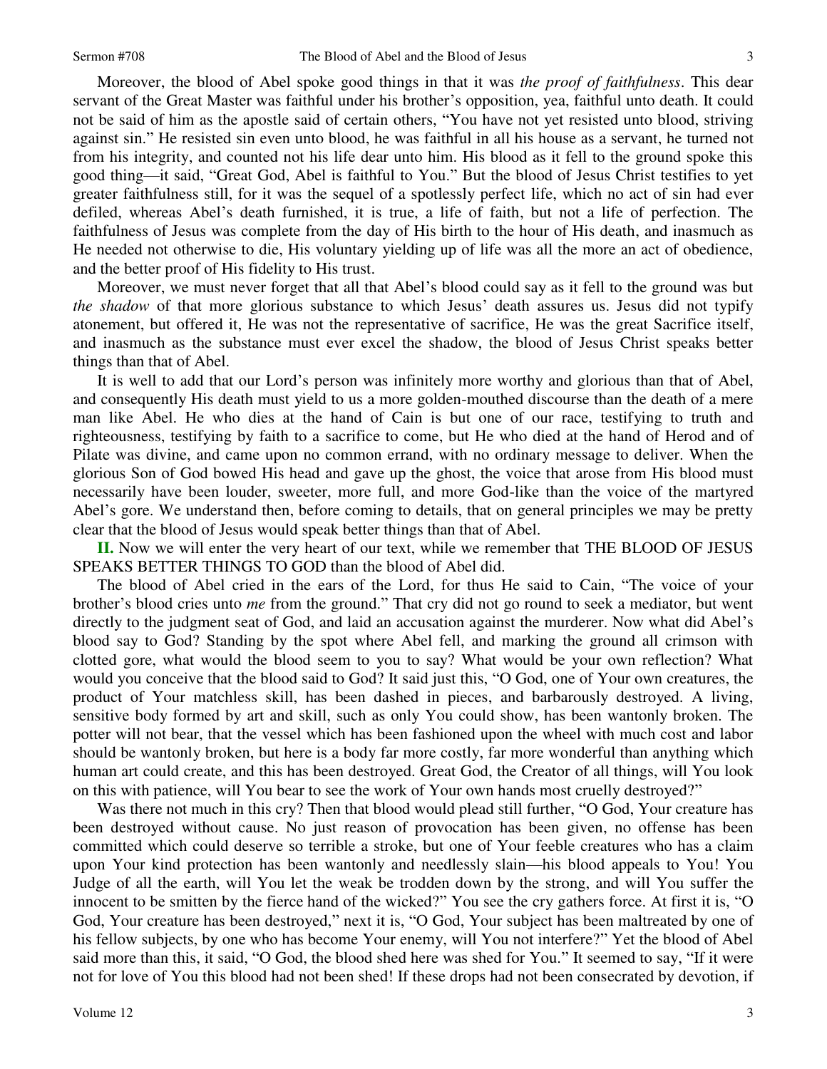Moreover, the blood of Abel spoke good things in that it was *the proof of faithfulness*. This dear servant of the Great Master was faithful under his brother's opposition, yea, faithful unto death. It could not be said of him as the apostle said of certain others, "You have not yet resisted unto blood, striving against sin." He resisted sin even unto blood, he was faithful in all his house as a servant, he turned not from his integrity, and counted not his life dear unto him. His blood as it fell to the ground spoke this good thing—it said, "Great God, Abel is faithful to You." But the blood of Jesus Christ testifies to yet greater faithfulness still, for it was the sequel of a spotlessly perfect life, which no act of sin had ever defiled, whereas Abel's death furnished, it is true, a life of faith, but not a life of perfection. The faithfulness of Jesus was complete from the day of His birth to the hour of His death, and inasmuch as He needed not otherwise to die, His voluntary yielding up of life was all the more an act of obedience, and the better proof of His fidelity to His trust.

Moreover, we must never forget that all that Abel's blood could say as it fell to the ground was but *the shadow* of that more glorious substance to which Jesus' death assures us. Jesus did not typify atonement, but offered it, He was not the representative of sacrifice, He was the great Sacrifice itself, and inasmuch as the substance must ever excel the shadow, the blood of Jesus Christ speaks better things than that of Abel.

It is well to add that our Lord's person was infinitely more worthy and glorious than that of Abel, and consequently His death must yield to us a more golden-mouthed discourse than the death of a mere man like Abel. He who dies at the hand of Cain is but one of our race, testifying to truth and righteousness, testifying by faith to a sacrifice to come, but He who died at the hand of Herod and of Pilate was divine, and came upon no common errand, with no ordinary message to deliver. When the glorious Son of God bowed His head and gave up the ghost, the voice that arose from His blood must necessarily have been louder, sweeter, more full, and more God-like than the voice of the martyred Abel's gore. We understand then, before coming to details, that on general principles we may be pretty clear that the blood of Jesus would speak better things than that of Abel.

**II.** Now we will enter the very heart of our text, while we remember that THE BLOOD OF JESUS SPEAKS BETTER THINGS TO GOD than the blood of Abel did.

The blood of Abel cried in the ears of the Lord, for thus He said to Cain, "The voice of your brother's blood cries unto *me* from the ground." That cry did not go round to seek a mediator, but went directly to the judgment seat of God, and laid an accusation against the murderer. Now what did Abel's blood say to God? Standing by the spot where Abel fell, and marking the ground all crimson with clotted gore, what would the blood seem to you to say? What would be your own reflection? What would you conceive that the blood said to God? It said just this, "O God, one of Your own creatures, the product of Your matchless skill, has been dashed in pieces, and barbarously destroyed. A living, sensitive body formed by art and skill, such as only You could show, has been wantonly broken. The potter will not bear, that the vessel which has been fashioned upon the wheel with much cost and labor should be wantonly broken, but here is a body far more costly, far more wonderful than anything which human art could create, and this has been destroyed. Great God, the Creator of all things, will You look on this with patience, will You bear to see the work of Your own hands most cruelly destroyed?"

Was there not much in this cry? Then that blood would plead still further, "O God, Your creature has been destroyed without cause. No just reason of provocation has been given, no offense has been committed which could deserve so terrible a stroke, but one of Your feeble creatures who has a claim upon Your kind protection has been wantonly and needlessly slain—his blood appeals to You! You Judge of all the earth, will You let the weak be trodden down by the strong, and will You suffer the innocent to be smitten by the fierce hand of the wicked?" You see the cry gathers force. At first it is, "O God, Your creature has been destroyed," next it is, "O God, Your subject has been maltreated by one of his fellow subjects, by one who has become Your enemy, will You not interfere?" Yet the blood of Abel said more than this, it said, "O God, the blood shed here was shed for You." It seemed to say, "If it were not for love of You this blood had not been shed! If these drops had not been consecrated by devotion, if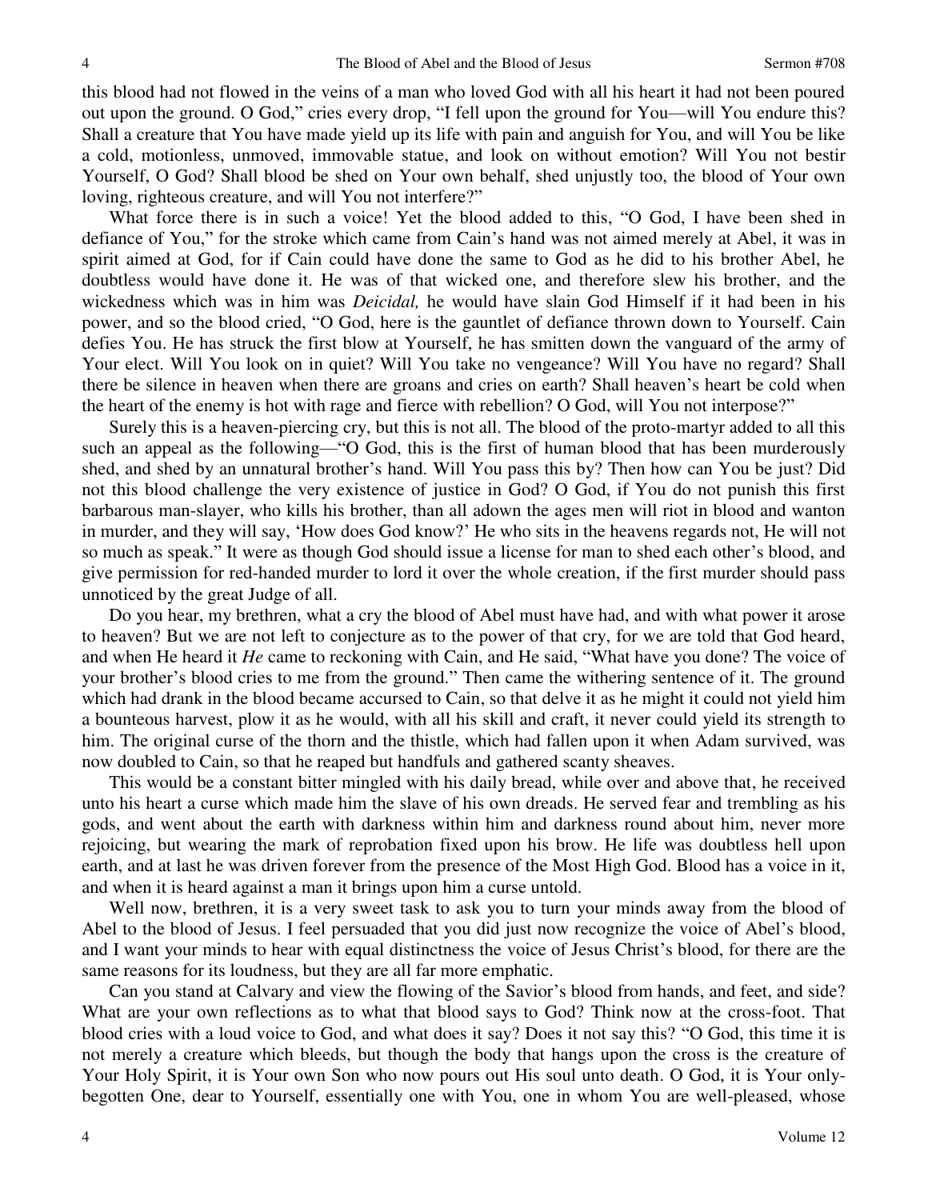this blood had not flowed in the veins of a man who loved God with all his heart it had not been poured out upon the ground. O God," cries every drop, "I fell upon the ground for You—will You endure this? Shall a creature that You have made yield up its life with pain and anguish for You, and will You be like a cold, motionless, unmoved, immovable statue, and look on without emotion? Will You not bestir Yourself, O God? Shall blood be shed on Your own behalf, shed unjustly too, the blood of Your own loving, righteous creature, and will You not interfere?"

What force there is in such a voice! Yet the blood added to this, "O God, I have been shed in defiance of You," for the stroke which came from Cain's hand was not aimed merely at Abel, it was in spirit aimed at God, for if Cain could have done the same to God as he did to his brother Abel, he doubtless would have done it. He was of that wicked one, and therefore slew his brother, and the wickedness which was in him was *Deicidal,* he would have slain God Himself if it had been in his power, and so the blood cried, "O God, here is the gauntlet of defiance thrown down to Yourself. Cain defies You. He has struck the first blow at Yourself, he has smitten down the vanguard of the army of Your elect. Will You look on in quiet? Will You take no vengeance? Will You have no regard? Shall there be silence in heaven when there are groans and cries on earth? Shall heaven's heart be cold when the heart of the enemy is hot with rage and fierce with rebellion? O God, will You not interpose?"

Surely this is a heaven-piercing cry, but this is not all. The blood of the proto-martyr added to all this such an appeal as the following—"O God, this is the first of human blood that has been murderously shed, and shed by an unnatural brother's hand. Will You pass this by? Then how can You be just? Did not this blood challenge the very existence of justice in God? O God, if You do not punish this first barbarous man-slayer, who kills his brother, than all adown the ages men will riot in blood and wanton in murder, and they will say, 'How does God know?' He who sits in the heavens regards not, He will not so much as speak." It were as though God should issue a license for man to shed each other's blood, and give permission for red-handed murder to lord it over the whole creation, if the first murder should pass unnoticed by the great Judge of all.

Do you hear, my brethren, what a cry the blood of Abel must have had, and with what power it arose to heaven? But we are not left to conjecture as to the power of that cry, for we are told that God heard, and when He heard it *He* came to reckoning with Cain, and He said, "What have you done? The voice of your brother's blood cries to me from the ground." Then came the withering sentence of it. The ground which had drank in the blood became accursed to Cain, so that delve it as he might it could not yield him a bounteous harvest, plow it as he would, with all his skill and craft, it never could yield its strength to him. The original curse of the thorn and the thistle, which had fallen upon it when Adam survived, was now doubled to Cain, so that he reaped but handfuls and gathered scanty sheaves.

This would be a constant bitter mingled with his daily bread, while over and above that, he received unto his heart a curse which made him the slave of his own dreads. He served fear and trembling as his gods, and went about the earth with darkness within him and darkness round about him, never more rejoicing, but wearing the mark of reprobation fixed upon his brow. He life was doubtless hell upon earth, and at last he was driven forever from the presence of the Most High God. Blood has a voice in it, and when it is heard against a man it brings upon him a curse untold.

Well now, brethren, it is a very sweet task to ask you to turn your minds away from the blood of Abel to the blood of Jesus. I feel persuaded that you did just now recognize the voice of Abel's blood, and I want your minds to hear with equal distinctness the voice of Jesus Christ's blood, for there are the same reasons for its loudness, but they are all far more emphatic.

Can you stand at Calvary and view the flowing of the Savior's blood from hands, and feet, and side? What are your own reflections as to what that blood says to God? Think now at the cross-foot. That blood cries with a loud voice to God, and what does it say? Does it not say this? "O God, this time it is not merely a creature which bleeds, but though the body that hangs upon the cross is the creature of Your Holy Spirit, it is Your own Son who now pours out His soul unto death. O God, it is Your only-begotten One, dear to Yourself, essentially one with You, one in whom You are well-pleased, whose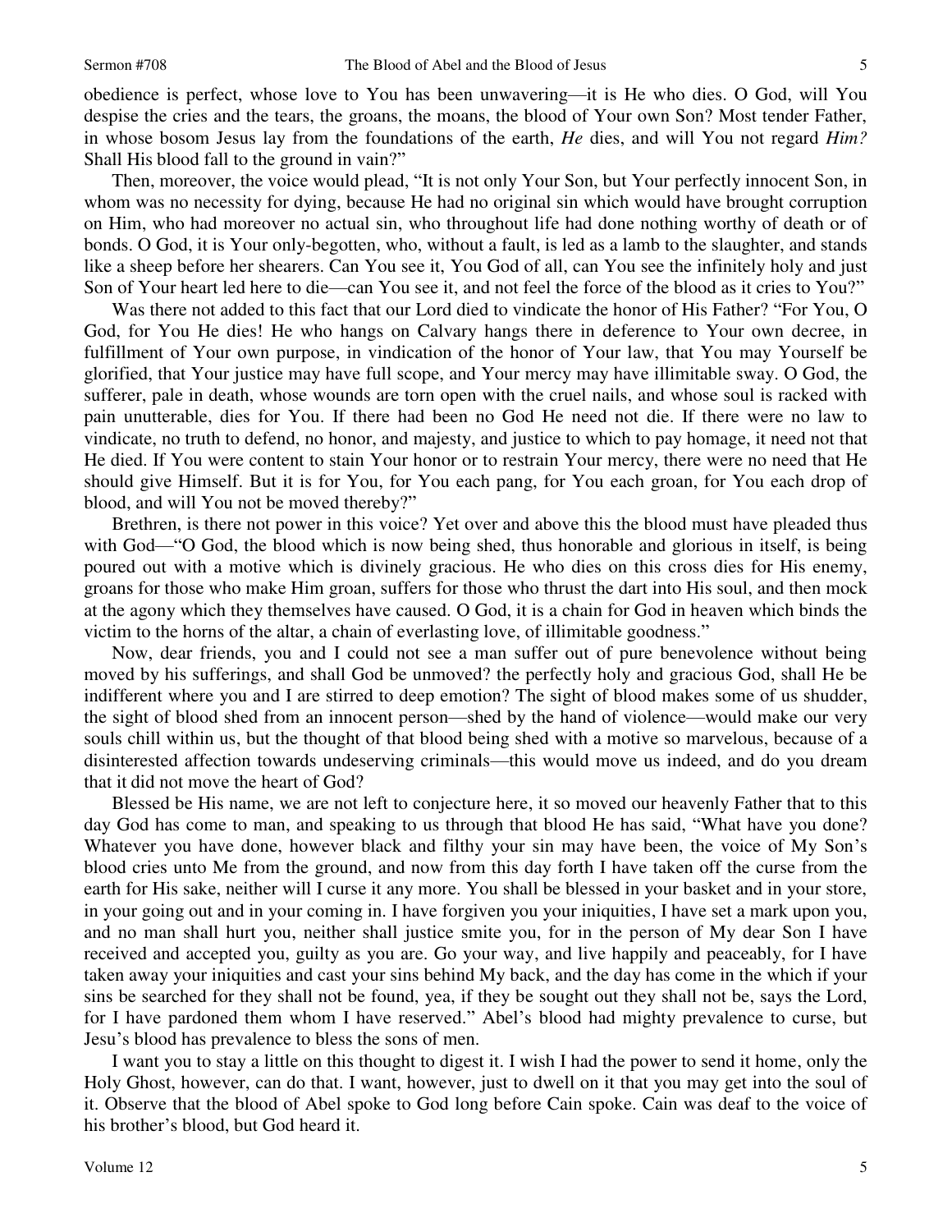obedience is perfect, whose love to You has been unwavering—it is He who dies. O God, will You despise the cries and the tears, the groans, the moans, the blood of Your own Son? Most tender Father, in whose bosom Jesus lay from the foundations of the earth, *He* dies, and will You not regard *Him?* Shall His blood fall to the ground in vain?"

Then, moreover, the voice would plead, "It is not only Your Son, but Your perfectly innocent Son, in whom was no necessity for dying, because He had no original sin which would have brought corruption on Him, who had moreover no actual sin, who throughout life had done nothing worthy of death or of bonds. O God, it is Your only-begotten, who, without a fault, is led as a lamb to the slaughter, and stands like a sheep before her shearers. Can You see it, You God of all, can You see the infinitely holy and just Son of Your heart led here to die—can You see it, and not feel the force of the blood as it cries to You?"

Was there not added to this fact that our Lord died to vindicate the honor of His Father? "For You, O God, for You He dies! He who hangs on Calvary hangs there in deference to Your own decree, in fulfillment of Your own purpose, in vindication of the honor of Your law, that You may Yourself be glorified, that Your justice may have full scope, and Your mercy may have illimitable sway. O God, the sufferer, pale in death, whose wounds are torn open with the cruel nails, and whose soul is racked with pain unutterable, dies for You. If there had been no God He need not die. If there were no law to vindicate, no truth to defend, no honor, and majesty, and justice to which to pay homage, it need not that He died. If You were content to stain Your honor or to restrain Your mercy, there were no need that He should give Himself. But it is for You, for You each pang, for You each groan, for You each drop of blood, and will You not be moved thereby?"

Brethren, is there not power in this voice? Yet over and above this the blood must have pleaded thus with God—"O God, the blood which is now being shed, thus honorable and glorious in itself, is being poured out with a motive which is divinely gracious. He who dies on this cross dies for His enemy, groans for those who make Him groan, suffers for those who thrust the dart into His soul, and then mock at the agony which they themselves have caused. O God, it is a chain for God in heaven which binds the victim to the horns of the altar, a chain of everlasting love, of illimitable goodness."

Now, dear friends, you and I could not see a man suffer out of pure benevolence without being moved by his sufferings, and shall God be unmoved? the perfectly holy and gracious God, shall He be indifferent where you and I are stirred to deep emotion? The sight of blood makes some of us shudder, the sight of blood shed from an innocent person—shed by the hand of violence—would make our very souls chill within us, but the thought of that blood being shed with a motive so marvelous, because of a disinterested affection towards undeserving criminals—this would move us indeed, and do you dream that it did not move the heart of God?

Blessed be His name, we are not left to conjecture here, it so moved our heavenly Father that to this day God has come to man, and speaking to us through that blood He has said, "What have you done? Whatever you have done, however black and filthy your sin may have been, the voice of My Son's blood cries unto Me from the ground, and now from this day forth I have taken off the curse from the earth for His sake, neither will I curse it any more. You shall be blessed in your basket and in your store, in your going out and in your coming in. I have forgiven you your iniquities, I have set a mark upon you, and no man shall hurt you, neither shall justice smite you, for in the person of My dear Son I have received and accepted you, guilty as you are. Go your way, and live happily and peaceably, for I have taken away your iniquities and cast your sins behind My back, and the day has come in the which if your sins be searched for they shall not be found, yea, if they be sought out they shall not be, says the Lord, for I have pardoned them whom I have reserved." Abel's blood had mighty prevalence to curse, but Jesu's blood has prevalence to bless the sons of men.

I want you to stay a little on this thought to digest it. I wish I had the power to send it home, only the Holy Ghost, however, can do that. I want, however, just to dwell on it that you may get into the soul of it. Observe that the blood of Abel spoke to God long before Cain spoke. Cain was deaf to the voice of his brother's blood, but God heard it.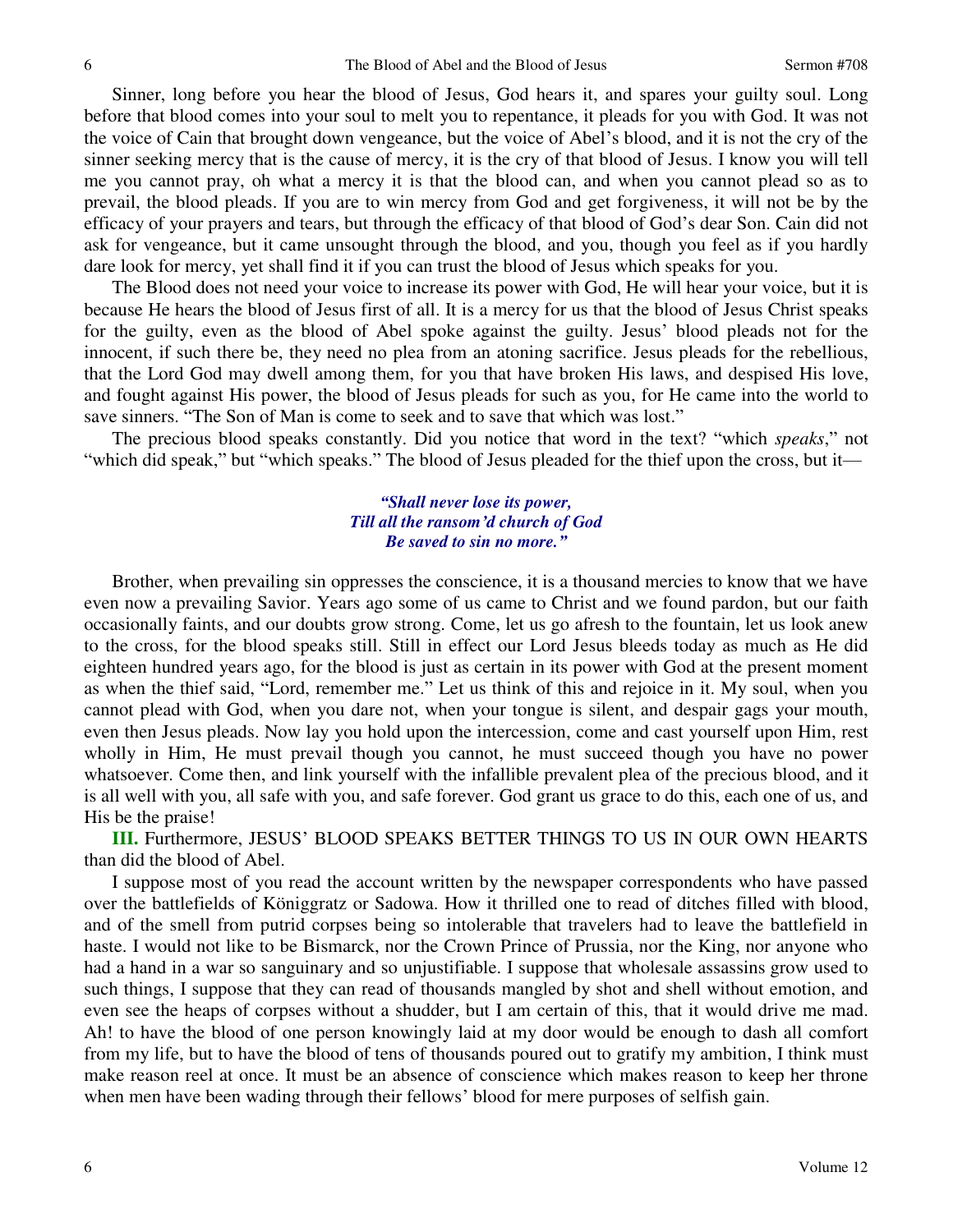Sinner, long before you hear the blood of Jesus, God hears it, and spares your guilty soul. Long before that blood comes into your soul to melt you to repentance, it pleads for you with God. It was not the voice of Cain that brought down vengeance, but the voice of Abel's blood, and it is not the cry of the sinner seeking mercy that is the cause of mercy, it is the cry of that blood of Jesus. I know you will tell me you cannot pray, oh what a mercy it is that the blood can, and when you cannot plead so as to prevail, the blood pleads. If you are to win mercy from God and get forgiveness, it will not be by the efficacy of your prayers and tears, but through the efficacy of that blood of God's dear Son. Cain did not ask for vengeance, but it came unsought through the blood, and you, though you feel as if you hardly dare look for mercy, yet shall find it if you can trust the blood of Jesus which speaks for you.

The Blood does not need your voice to increase its power with God, He will hear your voice, but it is because He hears the blood of Jesus first of all. It is a mercy for us that the blood of Jesus Christ speaks for the guilty, even as the blood of Abel spoke against the guilty. Jesus' blood pleads not for the innocent, if such there be, they need no plea from an atoning sacrifice. Jesus pleads for the rebellious, that the Lord God may dwell among them, for you that have broken His laws, and despised His love, and fought against His power, the blood of Jesus pleads for such as you, for He came into the world to save sinners. "The Son of Man is come to seek and to save that which was lost."

The precious blood speaks constantly. Did you notice that word in the text? "which *speaks*," not "which did speak," but "which speaks." The blood of Jesus pleaded for the thief upon the cross, but it—

> ***"Shall never lose its power,***
> ***Till all the ransom'd church of God***
> ***Be saved to sin no more."***

Brother, when prevailing sin oppresses the conscience, it is a thousand mercies to know that we have even now a prevailing Savior. Years ago some of us came to Christ and we found pardon, but our faith occasionally faints, and our doubts grow strong. Come, let us go afresh to the fountain, let us look anew to the cross, for the blood speaks still. Still in effect our Lord Jesus bleeds today as much as He did eighteen hundred years ago, for the blood is just as certain in its power with God at the present moment as when the thief said, "Lord, remember me." Let us think of this and rejoice in it. My soul, when you cannot plead with God, when you dare not, when your tongue is silent, and despair gags your mouth, even then Jesus pleads. Now lay you hold upon the intercession, come and cast yourself upon Him, rest wholly in Him, He must prevail though you cannot, he must succeed though you have no power whatsoever. Come then, and link yourself with the infallible prevalent plea of the precious blood, and it is all well with you, all safe with you, and safe forever. God grant us grace to do this, each one of us, and His be the praise!

**III.** Furthermore, JESUS' BLOOD SPEAKS BETTER THINGS TO US IN OUR OWN HEARTS than did the blood of Abel.

I suppose most of you read the account written by the newspaper correspondents who have passed over the battlefields of Königgratz or Sadowa. How it thrilled one to read of ditches filled with blood, and of the smell from putrid corpses being so intolerable that travelers had to leave the battlefield in haste. I would not like to be Bismarck, nor the Crown Prince of Prussia, nor the King, nor anyone who had a hand in a war so sanguinary and so unjustifiable. I suppose that wholesale assassins grow used to such things, I suppose that they can read of thousands mangled by shot and shell without emotion, and even see the heaps of corpses without a shudder, but I am certain of this, that it would drive me mad. Ah! to have the blood of one person knowingly laid at my door would be enough to dash all comfort from my life, but to have the blood of tens of thousands poured out to gratify my ambition, I think must make reason reel at once. It must be an absence of conscience which makes reason to keep her throne when men have been wading through their fellows' blood for mere purposes of selfish gain.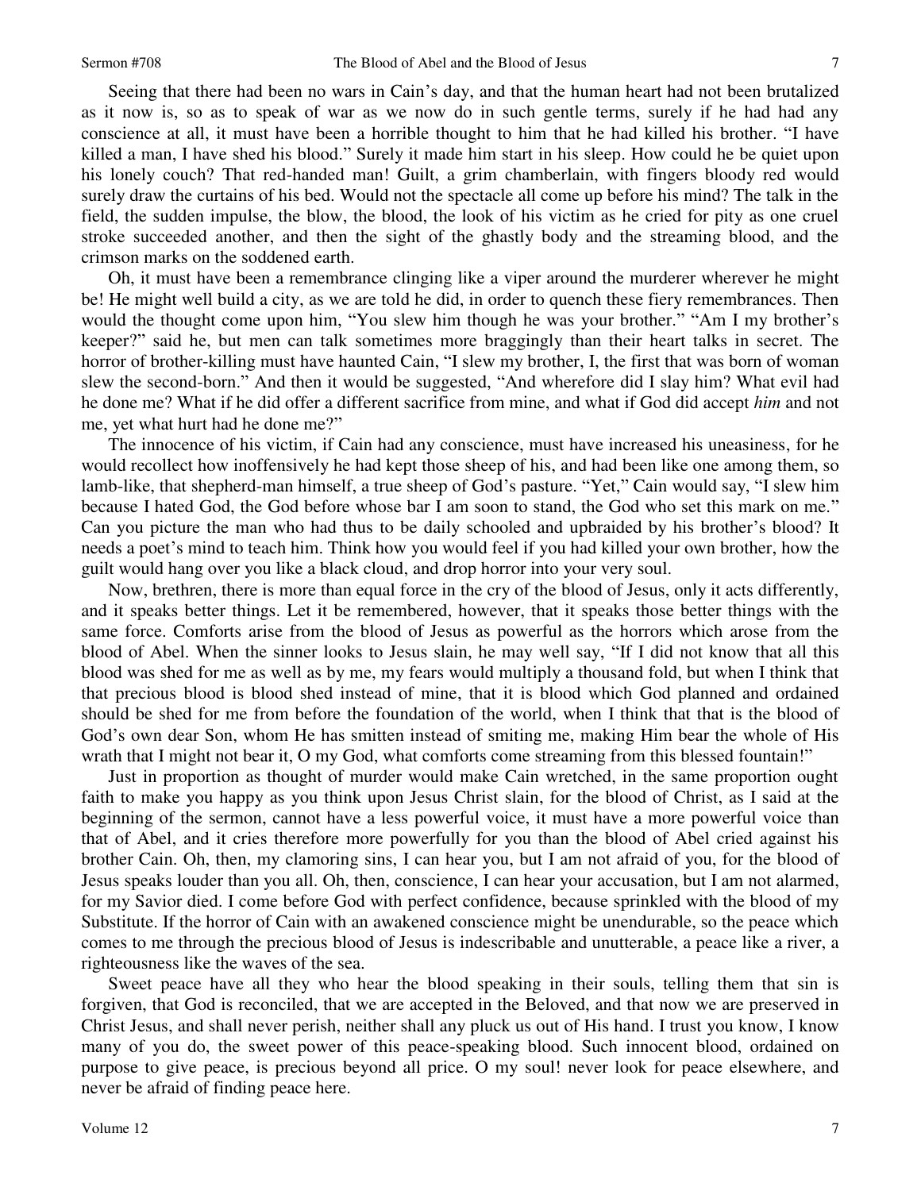Seeing that there had been no wars in Cain's day, and that the human heart had not been brutalized as it now is, so as to speak of war as we now do in such gentle terms, surely if he had had any conscience at all, it must have been a horrible thought to him that he had killed his brother. "I have killed a man, I have shed his blood." Surely it made him start in his sleep. How could he be quiet upon his lonely couch? That red-handed man! Guilt, a grim chamberlain, with fingers bloody red would surely draw the curtains of his bed. Would not the spectacle all come up before his mind? The talk in the field, the sudden impulse, the blow, the blood, the look of his victim as he cried for pity as one cruel stroke succeeded another, and then the sight of the ghastly body and the streaming blood, and the crimson marks on the soddened earth.

Oh, it must have been a remembrance clinging like a viper around the murderer wherever he might be! He might well build a city, as we are told he did, in order to quench these fiery remembrances. Then would the thought come upon him, "You slew him though he was your brother." "Am I my brother's keeper?" said he, but men can talk sometimes more braggingly than their heart talks in secret. The horror of brother-killing must have haunted Cain, "I slew my brother, I, the first that was born of woman slew the second-born." And then it would be suggested, "And wherefore did I slay him? What evil had he done me? What if he did offer a different sacrifice from mine, and what if God did accept *him* and not me, yet what hurt had he done me?"

The innocence of his victim, if Cain had any conscience, must have increased his uneasiness, for he would recollect how inoffensively he had kept those sheep of his, and had been like one among them, so lamb-like, that shepherd-man himself, a true sheep of God's pasture. "Yet," Cain would say, "I slew him because I hated God, the God before whose bar I am soon to stand, the God who set this mark on me." Can you picture the man who had thus to be daily schooled and upbraided by his brother's blood? It needs a poet's mind to teach him. Think how you would feel if you had killed your own brother, how the guilt would hang over you like a black cloud, and drop horror into your very soul.

Now, brethren, there is more than equal force in the cry of the blood of Jesus, only it acts differently, and it speaks better things. Let it be remembered, however, that it speaks those better things with the same force. Comforts arise from the blood of Jesus as powerful as the horrors which arose from the blood of Abel. When the sinner looks to Jesus slain, he may well say, "If I did not know that all this blood was shed for me as well as by me, my fears would multiply a thousand fold, but when I think that that precious blood is blood shed instead of mine, that it is blood which God planned and ordained should be shed for me from before the foundation of the world, when I think that that is the blood of God's own dear Son, whom He has smitten instead of smiting me, making Him bear the whole of His wrath that I might not bear it, O my God, what comforts come streaming from this blessed fountain!"

Just in proportion as thought of murder would make Cain wretched, in the same proportion ought faith to make you happy as you think upon Jesus Christ slain, for the blood of Christ, as I said at the beginning of the sermon, cannot have a less powerful voice, it must have a more powerful voice than that of Abel, and it cries therefore more powerfully for you than the blood of Abel cried against his brother Cain. Oh, then, my clamoring sins, I can hear you, but I am not afraid of you, for the blood of Jesus speaks louder than you all. Oh, then, conscience, I can hear your accusation, but I am not alarmed, for my Savior died. I come before God with perfect confidence, because sprinkled with the blood of my Substitute. If the horror of Cain with an awakened conscience might be unendurable, so the peace which comes to me through the precious blood of Jesus is indescribable and unutterable, a peace like a river, a righteousness like the waves of the sea.

Sweet peace have all they who hear the blood speaking in their souls, telling them that sin is forgiven, that God is reconciled, that we are accepted in the Beloved, and that now we are preserved in Christ Jesus, and shall never perish, neither shall any pluck us out of His hand. I trust you know, I know many of you do, the sweet power of this peace-speaking blood. Such innocent blood, ordained on purpose to give peace, is precious beyond all price. O my soul! never look for peace elsewhere, and never be afraid of finding peace here.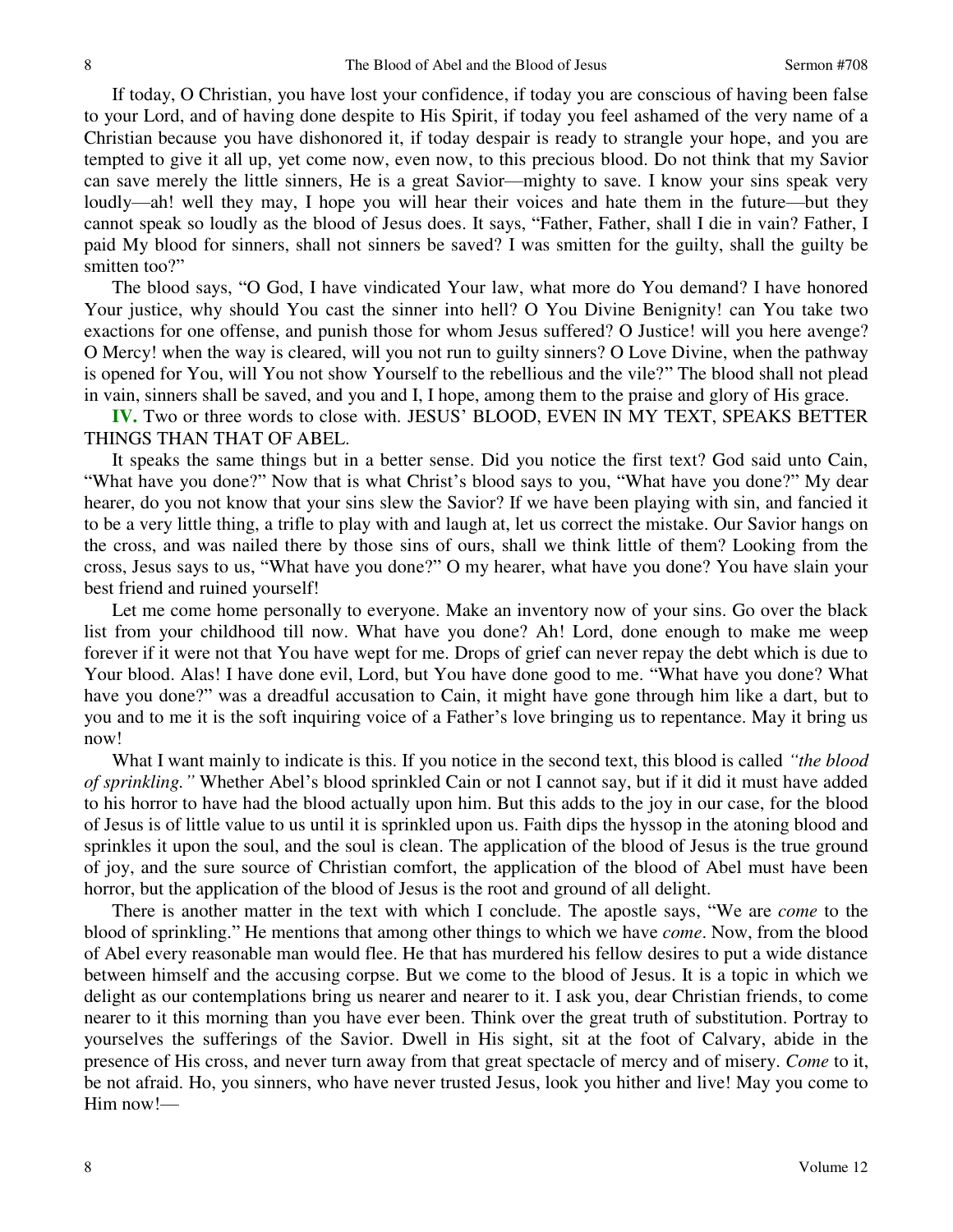If today, O Christian, you have lost your confidence, if today you are conscious of having been false to your Lord, and of having done despite to His Spirit, if today you feel ashamed of the very name of a Christian because you have dishonored it, if today despair is ready to strangle your hope, and you are tempted to give it all up, yet come now, even now, to this precious blood. Do not think that my Savior can save merely the little sinners, He is a great Savior—mighty to save. I know your sins speak very loudly—ah! well they may, I hope you will hear their voices and hate them in the future—but they cannot speak so loudly as the blood of Jesus does. It says, "Father, Father, shall I die in vain? Father, I paid My blood for sinners, shall not sinners be saved? I was smitten for the guilty, shall the guilty be smitten too?"

The blood says, "O God, I have vindicated Your law, what more do You demand? I have honored Your justice, why should You cast the sinner into hell? O You Divine Benignity! can You take two exactions for one offense, and punish those for whom Jesus suffered? O Justice! will you here avenge? O Mercy! when the way is cleared, will you not run to guilty sinners? O Love Divine, when the pathway is opened for You, will You not show Yourself to the rebellious and the vile?" The blood shall not plead in vain, sinners shall be saved, and you and I, I hope, among them to the praise and glory of His grace.

**IV.** Two or three words to close with. JESUS' BLOOD, EVEN IN MY TEXT, SPEAKS BETTER THINGS THAN THAT OF ABEL.

It speaks the same things but in a better sense. Did you notice the first text? God said unto Cain, "What have you done?" Now that is what Christ's blood says to you, "What have you done?" My dear hearer, do you not know that your sins slew the Savior? If we have been playing with sin, and fancied it to be a very little thing, a trifle to play with and laugh at, let us correct the mistake. Our Savior hangs on the cross, and was nailed there by those sins of ours, shall we think little of them? Looking from the cross, Jesus says to us, "What have you done?" O my hearer, what have you done? You have slain your best friend and ruined yourself!

Let me come home personally to everyone. Make an inventory now of your sins. Go over the black list from your childhood till now. What have you done? Ah! Lord, done enough to make me weep forever if it were not that You have wept for me. Drops of grief can never repay the debt which is due to Your blood. Alas! I have done evil, Lord, but You have done good to me. "What have you done? What have you done?" was a dreadful accusation to Cain, it might have gone through him like a dart, but to you and to me it is the soft inquiring voice of a Father's love bringing us to repentance. May it bring us now!

What I want mainly to indicate is this. If you notice in the second text, this blood is called *"the blood of sprinkling."* Whether Abel's blood sprinkled Cain or not I cannot say, but if it did it must have added to his horror to have had the blood actually upon him. But this adds to the joy in our case, for the blood of Jesus is of little value to us until it is sprinkled upon us. Faith dips the hyssop in the atoning blood and sprinkles it upon the soul, and the soul is clean. The application of the blood of Jesus is the true ground of joy, and the sure source of Christian comfort, the application of the blood of Abel must have been horror, but the application of the blood of Jesus is the root and ground of all delight.

There is another matter in the text with which I conclude. The apostle says, "We are *come* to the blood of sprinkling." He mentions that among other things to which we have *come*. Now, from the blood of Abel every reasonable man would flee. He that has murdered his fellow desires to put a wide distance between himself and the accusing corpse. But we come to the blood of Jesus. It is a topic in which we delight as our contemplations bring us nearer and nearer to it. I ask you, dear Christian friends, to come nearer to it this morning than you have ever been. Think over the great truth of substitution. Portray to yourselves the sufferings of the Savior. Dwell in His sight, sit at the foot of Calvary, abide in the presence of His cross, and never turn away from that great spectacle of mercy and of misery. *Come* to it, be not afraid. Ho, you sinners, who have never trusted Jesus, look you hither and live! May you come to Him now!—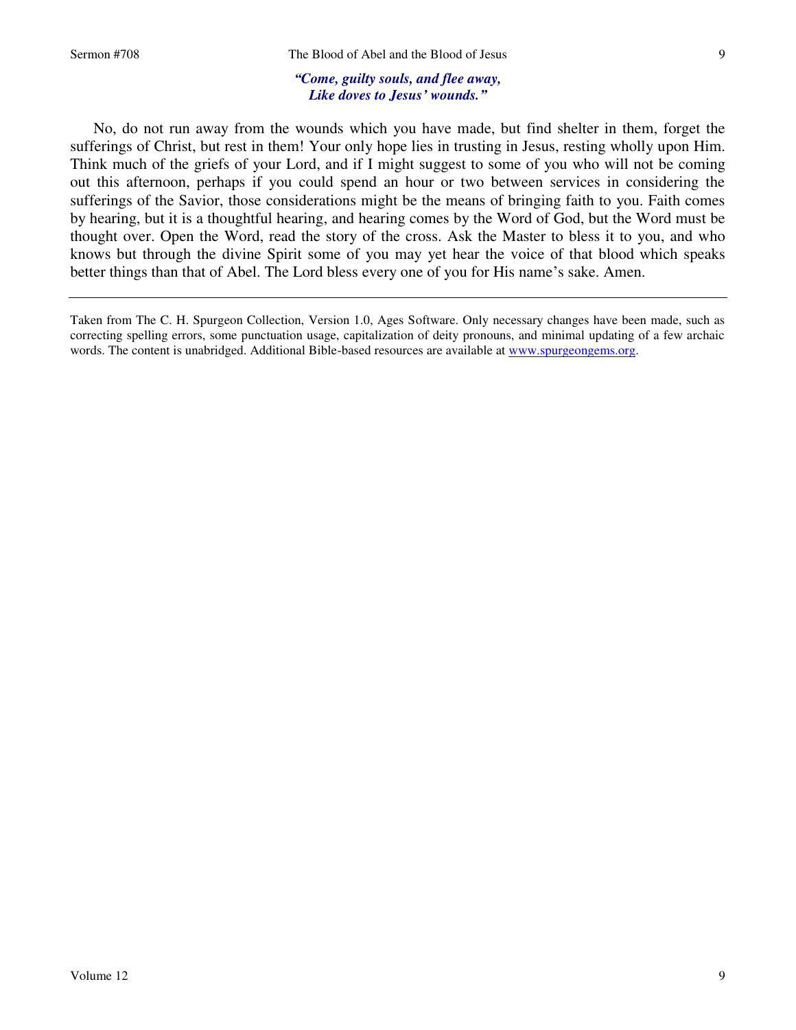*"Come, guilty souls, and flee away,*
*Like doves to Jesus' wounds."*

No, do not run away from the wounds which you have made, but find shelter in them, forget the sufferings of Christ, but rest in them! Your only hope lies in trusting in Jesus, resting wholly upon Him. Think much of the griefs of your Lord, and if I might suggest to some of you who will not be coming out this afternoon, perhaps if you could spend an hour or two between services in considering the sufferings of the Savior, those considerations might be the means of bringing faith to you. Faith comes by hearing, but it is a thoughtful hearing, and hearing comes by the Word of God, but the Word must be thought over. Open the Word, read the story of the cross. Ask the Master to bless it to you, and who knows but through the divine Spirit some of you may yet hear the voice of that blood which speaks better things than that of Abel. The Lord bless every one of you for His name's sake. Amen.

---

Taken from The C. H. Spurgeon Collection, Version 1.0, Ages Software. Only necessary changes have been made, such as correcting spelling errors, some punctuation usage, capitalization of deity pronouns, and minimal updating of a few archaic words. The content is unabridged. Additional Bible-based resources are available at www.spurgeongems.org.